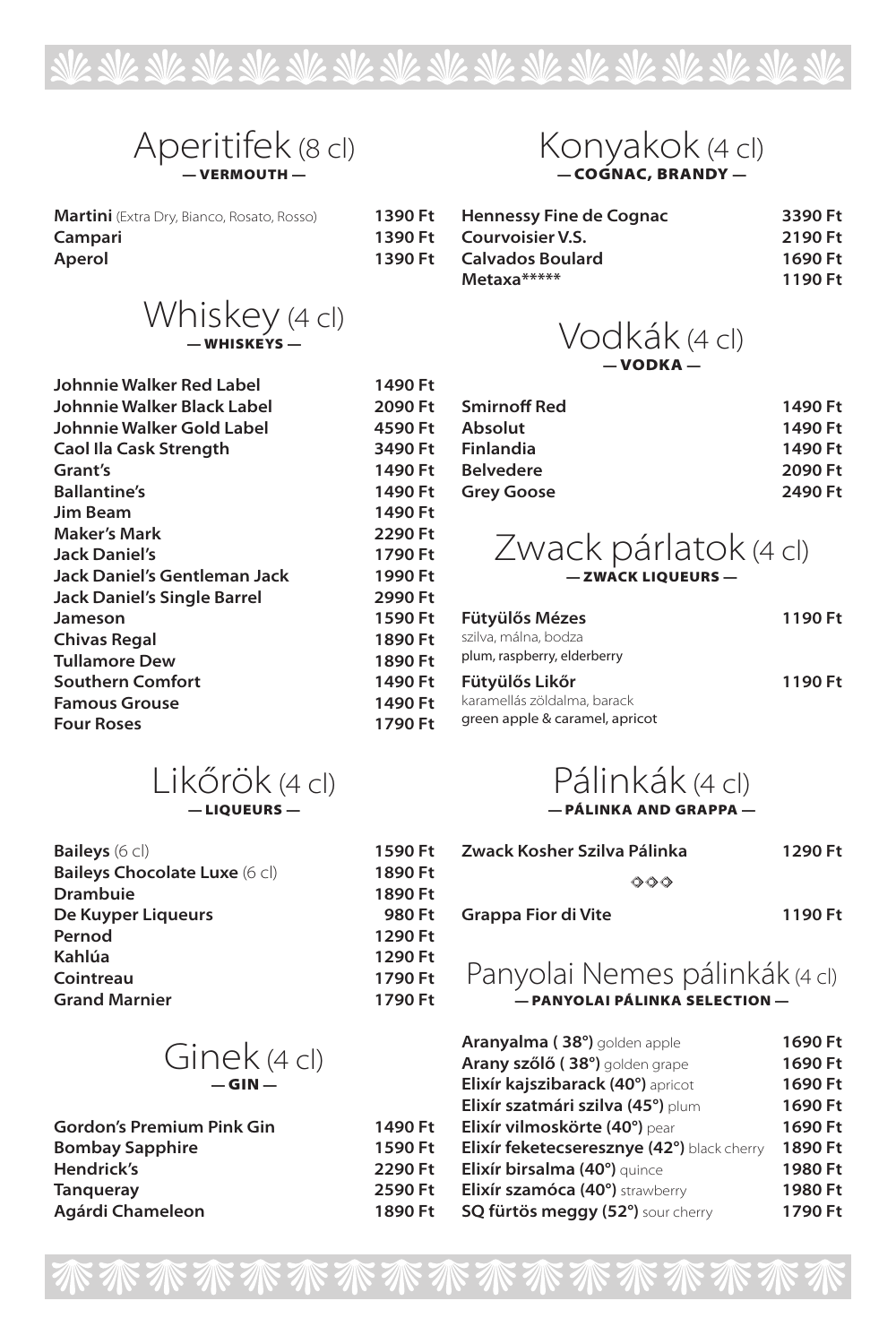## Aperitifek (8 cl)

**— VERMOUTH —**

| | |
|---|---|
| **Martini** (Extra Dry, Bianco, Rosato, Rosso) | **1390 Ft** |
| **Campari** | **1390 Ft** |
| **Aperol** | **1390 Ft** |

## Whiskey (4 cl)

**— WHISKEYS —**

| | |
|---|---|
| **Johnnie Walker Red Label** | **1490 Ft** |
| **Johnnie Walker Black Label** | **2090 Ft** |
| **Johnnie Walker Gold Label** | **4590 Ft** |
| **Caol Ila Cask Strength** | **3490 Ft** |
| **Grant's** | **1490 Ft** |
| **Ballantine's** | **1490 Ft** |
| **Jim Beam** | **1490 Ft** |
| **Maker's Mark** | **2290 Ft** |
| **Jack Daniel's** | **1790 Ft** |
| **Jack Daniel's Gentleman Jack** | **1990 Ft** |
| **Jack Daniel's Single Barrel** | **2990 Ft** |
| **Jameson** | **1590 Ft** |
| **Chivas Regal** | **1890 Ft** |
| **Tullamore Dew** | **1890 Ft** |
| **Southern Comfort** | **1490 Ft** |
| **Famous Grouse** | **1490 Ft** |
| **Four Roses** | **1790 Ft** |

## Likőrök (4 cl)

**— LIQUEURS —**

| | |
|---|---|
| **Baileys** (6 cl) | **1590 Ft** |
| **Baileys Chocolate Luxe** (6 cl) | **1890 Ft** |
| **Drambuie** | **1890 Ft** |
| **De Kuyper Liqueurs** | **980 Ft** |
| **Pernod** | **1290 Ft** |
| **Kahlúa** | **1290 Ft** |
| **Cointreau** | **1790 Ft** |
| **Grand Marnier** | **1790 Ft** |

## Ginek (4 cl)

**— GIN —**

| | |
|---|---|
| **Gordon's Premium Pink Gin** | **1490 Ft** |
| **Bombay Sapphire** | **1590 Ft** |
| **Hendrick's** | **2290 Ft** |
| **Tanqueray** | **2590 Ft** |
| **Agárdi Chameleon** | **1890 Ft** |

## Konyakok (4 cl)

**— COGNAC, BRANDY —**

| | |
|---|---|
| **Hennessy Fine de Cognac** | **3390 Ft** |
| **Courvoisier V.S.** | **2190 Ft** |
| **Calvados Boulard** | **1690 Ft** |
| **Metaxa******* | **1190 Ft** |

## Vodkák (4 cl)

**— VODKA —**

| | |
|---|---|
| **Smirnoff Red** | **1490 Ft** |
| **Absolut** | **1490 Ft** |
| **Finlandia** | **1490 Ft** |
| **Belvedere** | **2090 Ft** |
| **Grey Goose** | **2490 Ft** |

## Zwack párlatok (4 cl)

**— ZWACK LIQUEURS —**

| | |
|---|---|
| **Fütyülős Mézes**<br>szilva, málna, bodza<br>plum, raspberry, elderberry | **1190 Ft** |
| **Fütyülős Likőr**<br>karamellás zöldalma, barack<br>green apple & caramel, apricot | **1190 Ft** |

## Pálinkák (4 cl)

**— PÁLINKA AND GRAPPA —**

| | |
|---|---|
| **Zwack Kosher Szilva Pálinka** | **1290 Ft** |
| ◇◇◇ | |
| **Grappa Fior di Vite** | **1190 Ft** |

## Panyolai Nemes pálinkák (4 cl)

**— PANYOLAI PÁLINKA SELECTION —**

| | |
|---|---|
| **Aranyalma ( 38°)** golden apple | **1690 Ft** |
| **Arany szőlő ( 38°)** golden grape | **1690 Ft** |
| **Elixír kajszibarack (40°)** apricot | **1690 Ft** |
| **Elixír szatmári szilva (45°)** plum | **1690 Ft** |
| **Elixír vilmoskörte (40°)** pear | **1690 Ft** |
| **Elixír feketecseresznye (42°)** black cherry | **1890 Ft** |
| **Elixír birsalma (40°)** quince | **1980 Ft** |
| **Elixír szamóca (40°)** strawberry | **1980 Ft** |
| **SQ fürtös meggy (52°)** sour cherry | **1790 Ft** |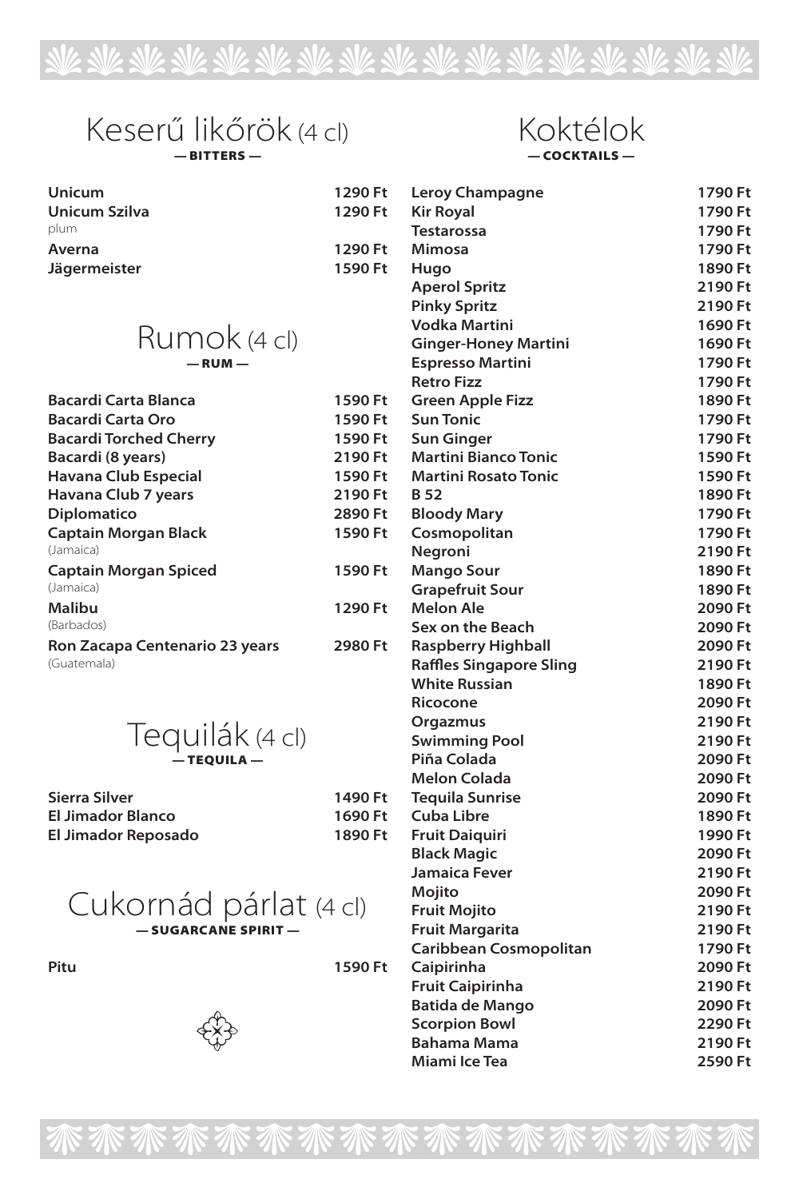## Keserű likőrök (4 cl)

**— BITTERS —**

| | |
|---|---|
| **Unicum** | **1290 Ft** |
| **Unicum Szilva** plum | **1290 Ft** |
| **Averna** | **1290 Ft** |
| **Jägermeister** | **1590 Ft** |

## Rumok (4 cl)

**— RUM —**

| | |
|---|---|
| **Bacardi Carta Blanca** | **1590 Ft** |
| **Bacardi Carta Oro** | **1590 Ft** |
| **Bacardi Torched Cherry** | **1590 Ft** |
| **Bacardi (8 years)** | **2190 Ft** |
| **Havana Club Especial** | **1590 Ft** |
| **Havana Club 7 years** | **2190 Ft** |
| **Diplomatico** | **2890 Ft** |
| **Captain Morgan Black** (Jamaica) | **1590 Ft** |
| **Captain Morgan Spiced** (Jamaica) | **1590 Ft** |
| **Malibu** (Barbados) | **1290 Ft** |
| **Ron Zacapa Centenario 23 years** (Guatemala) | **2980 Ft** |

## Tequilák (4 cl)

**— TEQUILA —**

| | |
|---|---|
| **Sierra Silver** | **1490 Ft** |
| **El Jimador Blanco** | **1690 Ft** |
| **El Jimador Reposado** | **1890 Ft** |

## Cukornád párlat (4 cl)

**— SUGARCANE SPIRIT —**

| | |
|---|---|
| **Pitu** | **1590 Ft** |

## Koktélok

**— COCKTAILS —**

| | |
|---|---|
| **Leroy Champagne** | **1790 Ft** |
| **Kir Royal** | **1790 Ft** |
| **Testarossa** | **1790 Ft** |
| **Mimosa** | **1790 Ft** |
| **Hugo** | **1890 Ft** |
| **Aperol Spritz** | **2190 Ft** |
| **Pinky Spritz** | **2190 Ft** |
| **Vodka Martini** | **1690 Ft** |
| **Ginger-Honey Martini** | **1690 Ft** |
| **Espresso Martini** | **1790 Ft** |
| **Retro Fizz** | **1790 Ft** |
| **Green Apple Fizz** | **1890 Ft** |
| **Sun Tonic** | **1790 Ft** |
| **Sun Ginger** | **1790 Ft** |
| **Martini Bianco Tonic** | **1590 Ft** |
| **Martini Rosato Tonic** | **1590 Ft** |
| **B 52** | **1890 Ft** |
| **Bloody Mary** | **1790 Ft** |
| **Cosmopolitan** | **1790 Ft** |
| **Negroni** | **2190 Ft** |
| **Mango Sour** | **1890 Ft** |
| **Grapefruit Sour** | **1890 Ft** |
| **Melon Ale** | **2090 Ft** |
| **Sex on the Beach** | **2090 Ft** |
| **Raspberry Highball** | **2090 Ft** |
| **Raffles Singapore Sling** | **2190 Ft** |
| **White Russian** | **1890 Ft** |
| **Ricocone** | **2090 Ft** |
| **Orgazmus** | **2190 Ft** |
| **Swimming Pool** | **2190 Ft** |
| **Piňa Colada** | **2090 Ft** |
| **Melon Colada** | **2090 Ft** |
| **Tequila Sunrise** | **2090 Ft** |
| **Cuba Libre** | **1890 Ft** |
| **Fruit Daiquiri** | **1990 Ft** |
| **Black Magic** | **2090 Ft** |
| **Jamaica Fever** | **2190 Ft** |
| **Mojito** | **2090 Ft** |
| **Fruit Mojito** | **2190 Ft** |
| **Fruit Margarita** | **2190 Ft** |
| **Caribbean Cosmopolitan** | **1790 Ft** |
| **Caipirinha** | **2090 Ft** |
| **Fruit Caipirinha** | **2190 Ft** |
| **Batida de Mango** | **2090 Ft** |
| **Scorpion Bowl** | **2290 Ft** |
| **Bahama Mama** | **2190 Ft** |
| **Miami Ice Tea** | **2590 Ft** |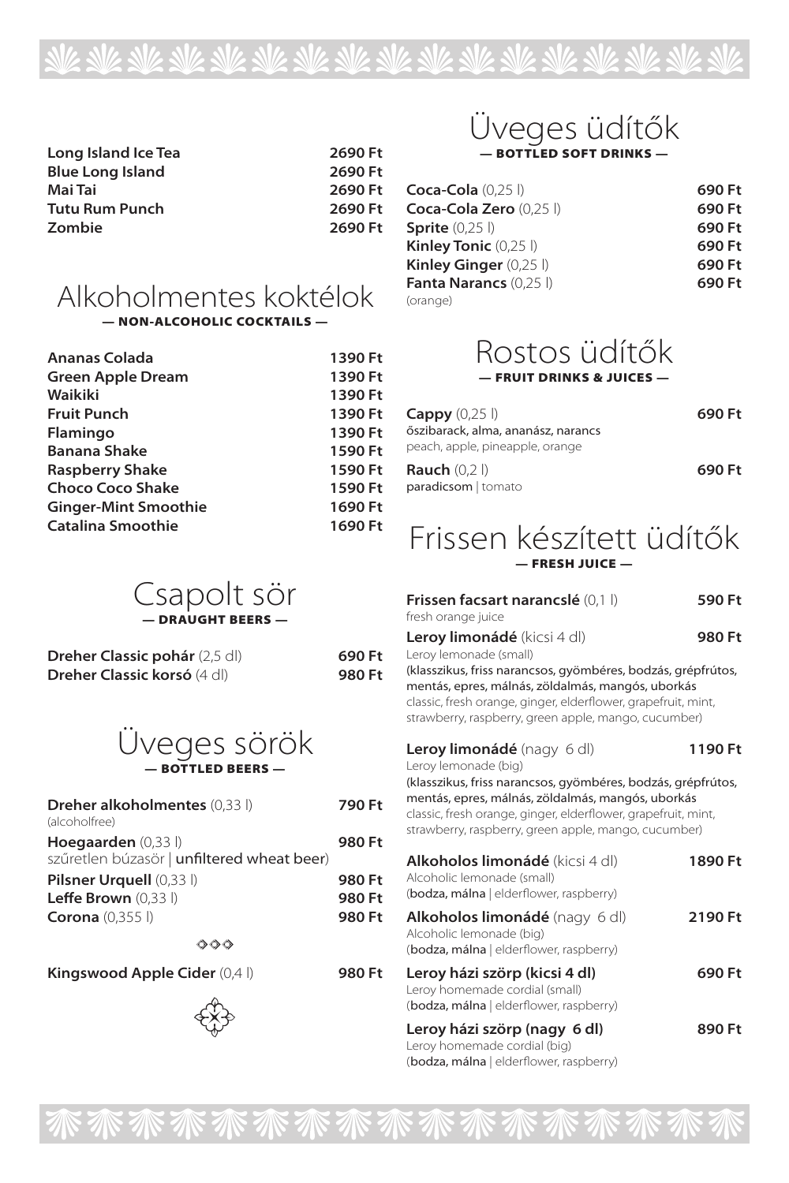| | |
|---|---|
| **Long Island Ice Tea** | **2690 Ft** |
| **Blue Long Island** | **2690 Ft** |
| **Mai Tai** | **2690 Ft** |
| **Tutu Rum Punch** | **2690 Ft** |
| **Zombie** | **2690 Ft** |

## Alkoholmentes koktélok
**— NON-ALCOHOLIC COCKTAILS —**

| | |
|---|---|
| **Ananas Colada** | **1390 Ft** |
| **Green Apple Dream** | **1390 Ft** |
| **Waikiki** | **1390 Ft** |
| **Fruit Punch** | **1390 Ft** |
| **Flamingo** | **1390 Ft** |
| **Banana Shake** | **1590 Ft** |
| **Raspberry Shake** | **1590 Ft** |
| **Choco Coco Shake** | **1590 Ft** |
| **Ginger-Mint Smoothie** | **1690 Ft** |
| **Catalina Smoothie** | **1690 Ft** |

## Csapolt sör
**— DRAUGHT BEERS —**

| | |
|---|---|
| **Dreher Classic pohár** (2,5 dl) | **690 Ft** |
| **Dreher Classic korsó** (4 dl) | **980 Ft** |

## Üveges sörök
**— BOTTLED BEERS —**

| | |
|---|---|
| **Dreher alkoholmentes** (0,33 l) (alcoholfree) | **790 Ft** |
| **Hoegaarden** (0,33 l) szűretlen búzasör \| **unfiltered wheat beer**) | **980 Ft** |
| **Pilsner Urquell** (0,33 l) | **980 Ft** |
| **Leffe Brown** (0,33 l) | **980 Ft** |
| **Corona** (0,355 l) | **980 Ft** |

◊◊◊

| | |
|---|---|
| **Kingswood Apple Cider** (0,4 l) | **980 Ft** |

## Üveges üdítők
**— BOTTLED SOFT DRINKS —**

| | |
|---|---|
| **Coca-Cola** (0,25 l) | **690 Ft** |
| **Coca-Cola Zero** (0,25 l) | **690 Ft** |
| **Sprite** (0,25 l) | **690 Ft** |
| **Kinley Tonic** (0,25 l) | **690 Ft** |
| **Kinley Ginger** (0,25 l) | **690 Ft** |
| **Fanta Narancs** (0,25 l) (orange) | **690 Ft** |

## Rostos üdítők
**— FRUIT DRINKS & JUICES —**

| | |
|---|---|
| **Cappy** (0,25 l) őszibarack, alma, ananász, narancs / peach, apple, pineapple, orange | **690 Ft** |
| **Rauch** (0,2 l) paradicsom \| tomato | **690 Ft** |

## Frissen készített üdítők
**— FRESH JUICE —**

**Frissen facsart narancslé** (0,1 l) — **590 Ft**
fresh orange juice

**Leroy limonádé** (kicsi 4 dl) — **980 Ft**
Leroy lemonade (small)
(klasszikus, friss narancsos, gyömbéres, bodzás, grépfrútos, mentás, epres, málnás, zöldalmás, mangós, uborkás
classic, fresh orange, ginger, elderflower, grapefruit, mint, strawberry, raspberry, green apple, mango, cucumber)

**Leroy limonádé** (nagy 6 dl) — **1190 Ft**
Leroy lemonade (big)
(klasszikus, friss narancsos, gyömbéres, bodzás, grépfrútos, mentás, epres, málnás, zöldalmás, mangós, uborkás
classic, fresh orange, ginger, elderflower, grapefruit, mint, strawberry, raspberry, green apple, mango, cucumber)

**Alkoholos limonádé** (kicsi 4 dl) — **1890 Ft**
Alcoholic lemonade (small)
(**bodza, málna** | elderflower, raspberry)

**Alkoholos limonádé** (nagy 6 dl) — **2190 Ft**
Alcoholic lemonade (big)
(**bodza, málna** | elderflower, raspberry)

**Leroy házi szörp (kicsi 4 dl)** — **690 Ft**
Leroy homemade cordial (small)
(**bodza, málna** | elderflower, raspberry)

**Leroy házi szörp (nagy 6 dl)** — **890 Ft**
Leroy homemade cordial (big)
(**bodza, málna** | elderflower, raspberry)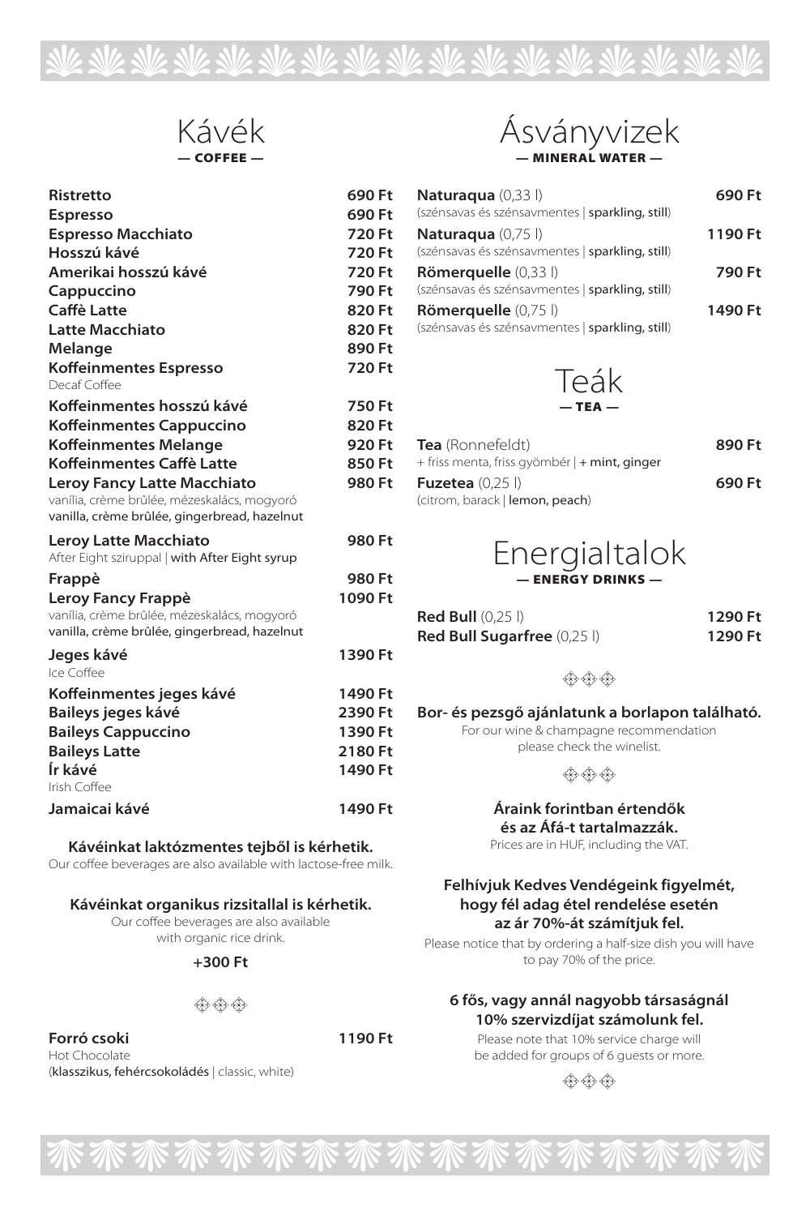# Kávék
— COFFEE —

| | |
|---|---|
| **Ristretto** | **690 Ft** |
| **Espresso** | **690 Ft** |
| **Espresso Macchiato** | **720 Ft** |
| **Hosszú kávé** | **720 Ft** |
| **Amerikai hosszú kávé** | **720 Ft** |
| **Cappuccino** | **790 Ft** |
| **Caffè Latte** | **820 Ft** |
| **Latte Macchiato** | **820 Ft** |
| **Melange** | **890 Ft** |
| **Koffeinmentes Espresso**<br>Decaf Coffee | **720 Ft** |
| **Koffeinmentes hosszú kávé** | **750 Ft** |
| **Koffeinmentes Cappuccino** | **820 Ft** |
| **Koffeinmentes Melange** | **920 Ft** |
| **Koffeinmentes Caffè Latte** | **850 Ft** |
| **Leroy Fancy Latte Macchiato**<br>vanília, crème brûlée, mézeskalács, mogyoró<br>vanilla, crème brûlée, gingerbread, hazelnut | **980 Ft** |
| **Leroy Latte Macchiato**<br>After Eight sziruppal \| with After Eight syrup | **980 Ft** |
| **Frappè** | **980 Ft** |
| **Leroy Fancy Frappè**<br>vanília, crème brûlée, mézeskalács, mogyoró<br>vanilla, crème brûlée, gingerbread, hazelnut | **1090 Ft** |
| **Jeges kávé**<br>Ice Coffee | **1390 Ft** |
| **Koffeinmentes jeges kávé** | **1490 Ft** |
| **Baileys jeges kávé** | **2390 Ft** |
| **Baileys Cappuccino** | **1390 Ft** |
| **Baileys Latte** | **2180 Ft** |
| **Ír kávé**<br>Irish Coffee | **1490 Ft** |
| **Jamaicai kávé** | **1490 Ft** |

**Kávéinkat laktózmentes tejből is kérhetik.**
Our coffee beverages are also available with lactose-free milk.

**Kávéinkat organikus rizsitallal is kérhetik.**
Our coffee beverages are also available with organic rice drink.

**+300 Ft**

| | |
|---|---|
| **Forró csoki**<br>Hot Chocolate<br>(klasszikus, fehércsokoládés \| classic, white) | **1190 Ft** |

# Ásványvizek
— MINERAL WATER —

| | |
|---|---|
| **Naturaqua** (0,33 l)<br>(szénsavas és szénsavmentes \| sparkling, still) | **690 Ft** |
| **Naturaqua** (0,75 l)<br>(szénsavas és szénsavmentes \| sparkling, still) | **1190 Ft** |
| **Römerquelle** (0,33 l)<br>(szénsavas és szénsavmentes \| sparkling, still) | **790 Ft** |
| **Römerquelle** (0,75 l)<br>(szénsavas és szénsavmentes \| sparkling, still) | **1490 Ft** |

# Teák
— TEA —

| | |
|---|---|
| **Tea** (Ronnefeldt)<br>+ friss menta, friss gyömbér \| + mint, ginger | **890 Ft** |
| **Fuzetea** (0,25 l)<br>(citrom, barack \| lemon, peach) | **690 Ft** |

# Energialtalok
— ENERGY DRINKS —

| | |
|---|---|
| **Red Bull** (0,25 l) | **1290 Ft** |
| **Red Bull Sugarfree** (0,25 l) | **1290 Ft** |

**Bor- és pezsgő ajánlatunk a borlapon található.**
For our wine & champagne recommendation please check the winelist.

**Áraink forintban értendők és az Áfá-t tartalmazzák.**
Prices are in HUF, including the VAT.

**Felhívjuk Kedves Vendégeink figyelmét, hogy fél adag étel rendelése esetén az ár 70%-át számítjuk fel.**
Please notice that by ordering a half-size dish you will have to pay 70% of the price.

**6 fős, vagy annál nagyobb társaságnál 10% szervizdíjat számolunk fel.**
Please note that 10% service charge will be added for groups of 6 guests or more.